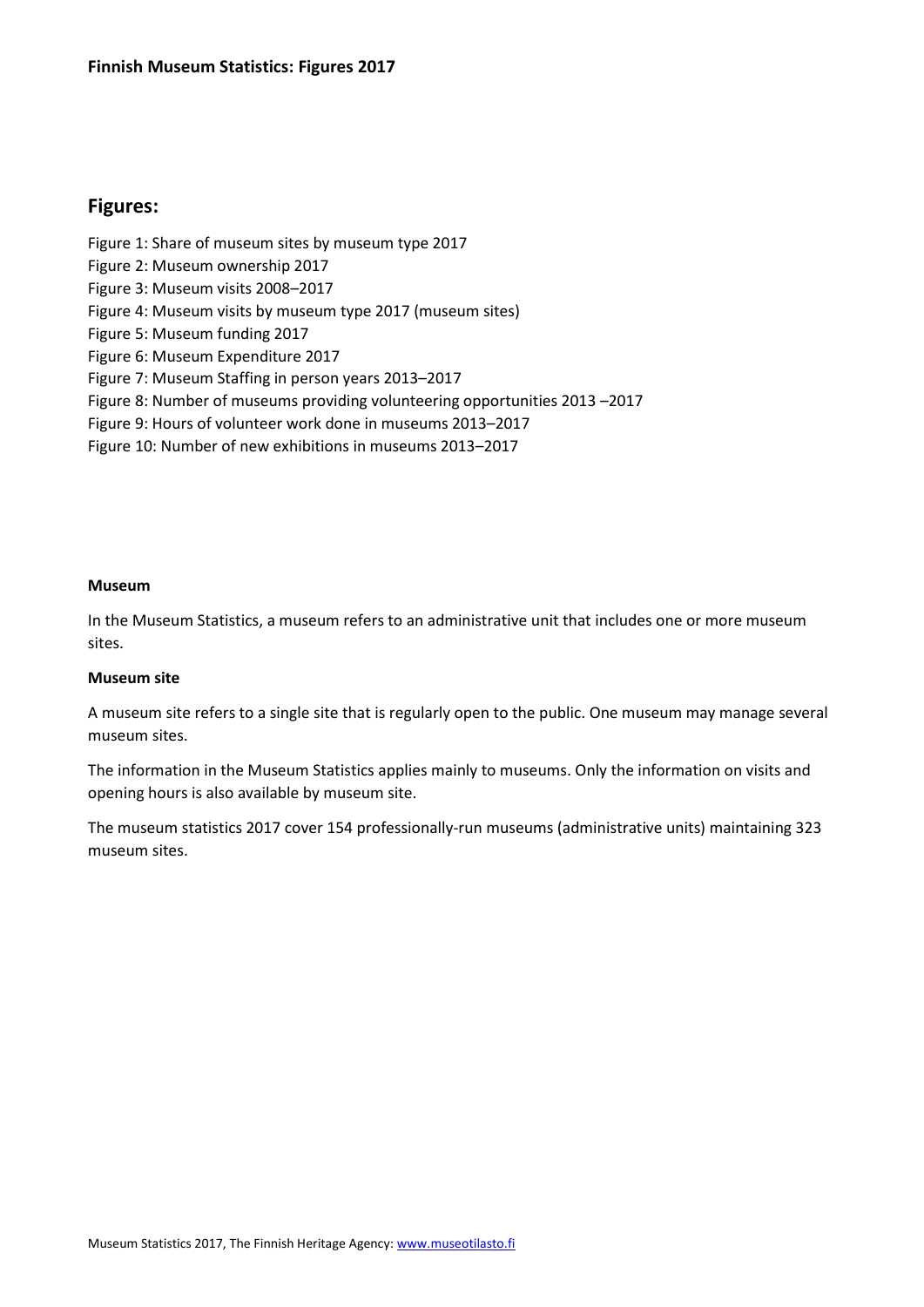**Finnish Museum Statistics: Figures 2017**

## Figures:

Figure 1: Share of museum sites by museum type 2017
Figure 2: Museum ownership 2017
Figure 3: Museum visits 2008–2017
Figure 4: Museum visits by museum type 2017 (museum sites)
Figure 5: Museum funding 2017
Figure 6: Museum Expenditure 2017
Figure 7: Museum Staffing in person years 2013–2017
Figure 8: Number of museums providing volunteering opportunities 2013 –2017
Figure 9: Hours of volunteer work done in museums 2013–2017
Figure 10: Number of new exhibitions in museums 2013–2017

**Museum**

In the Museum Statistics, a museum refers to an administrative unit that includes one or more museum sites.

**Museum site**

A museum site refers to a single site that is regularly open to the public. One museum may manage several museum sites.

The information in the Museum Statistics applies mainly to museums. Only the information on visits and opening hours is also available by museum site.

The museum statistics 2017 cover 154 professionally-run museums (administrative units) maintaining 323 museum sites.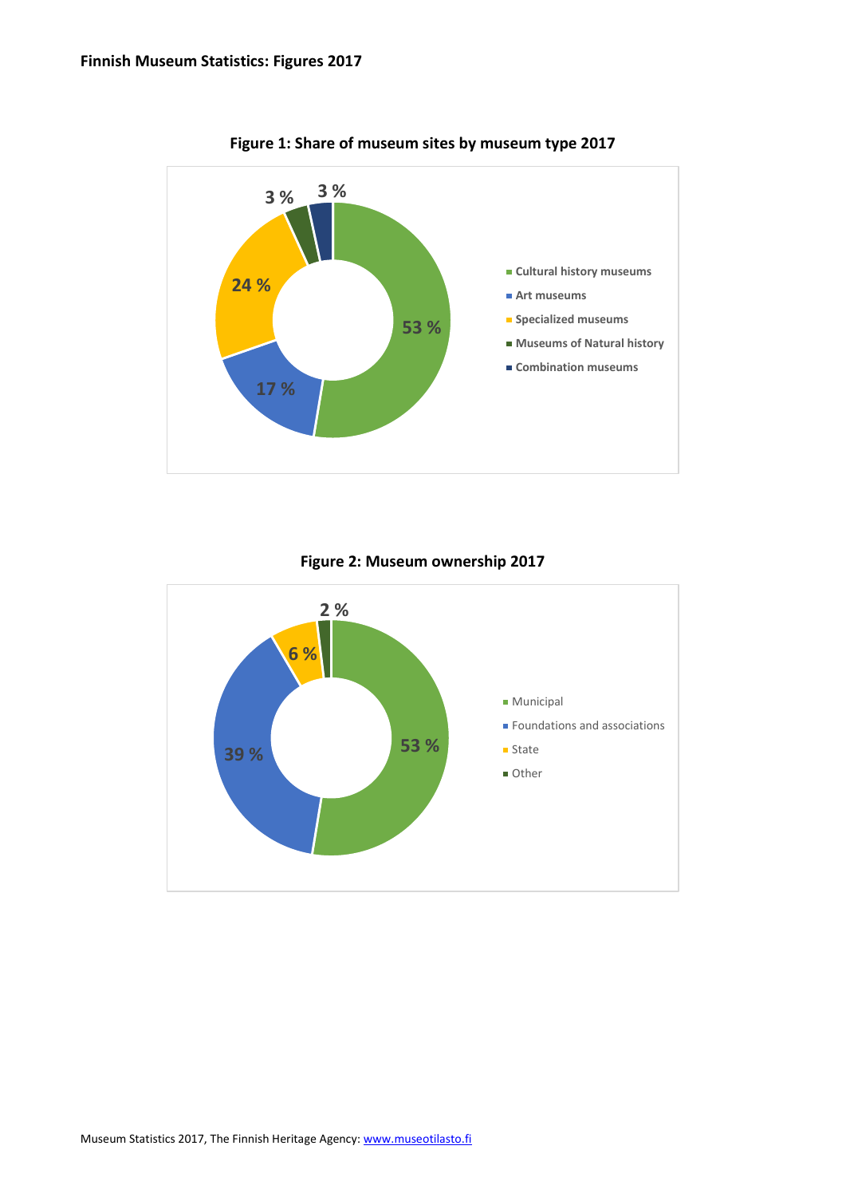**Finnish Museum Statistics: Figures 2017**

**Figure 1: Share of museum sites by museum type 2017**

- Cultural history museums: 53 %
- Art museums: 17 %
- Specialized museums: 24 %
- Museums of Natural history: 3 %
- Combination museums: 3 %

**Figure 2: Museum ownership 2017**

- Municipal: 53 %
- Foundations and associations: 39 %
- State: 6 %
- Other: 2 %

Museum Statistics 2017, The Finnish Heritage Agency: [www.museotilasto.fi](http://www.museotilasto.fi)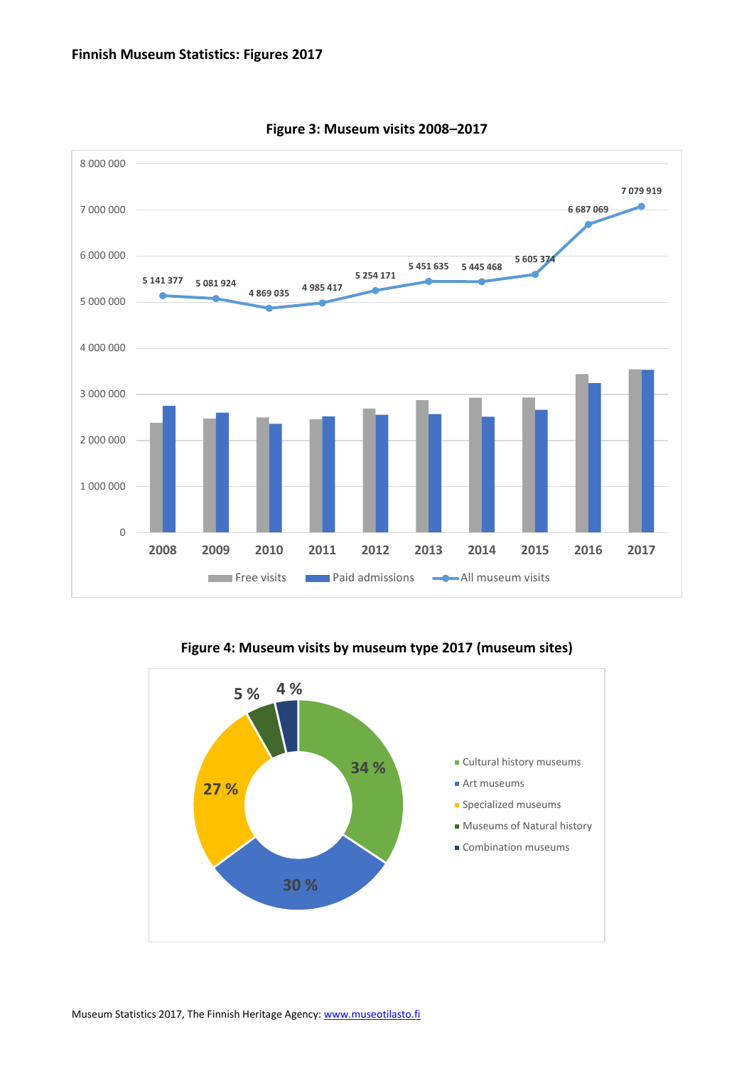**Finnish Museum Statistics: Figures 2017**

**Figure 3: Museum visits 2008–2017**

**Figure 4: Museum visits by museum type 2017 (museum sites)**

Museum Statistics 2017, The Finnish Heritage Agency: www.museotilasto.fi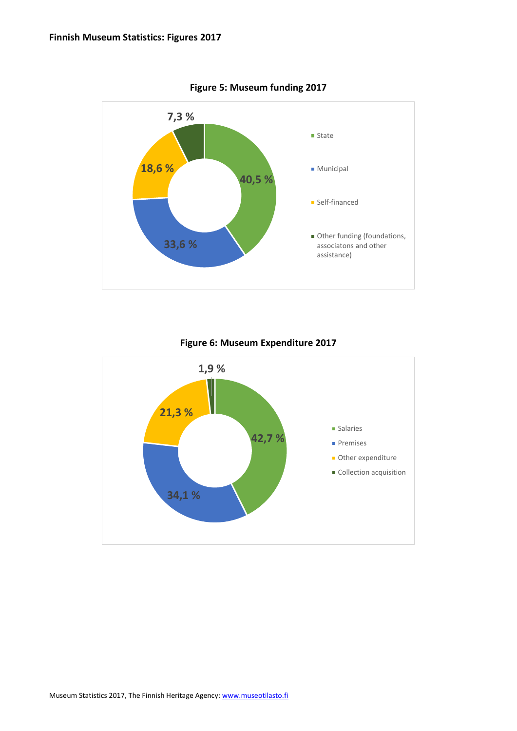**Finnish Museum Statistics: Figures 2017**

**Figure 5: Museum funding 2017**

| Funding source | Share |
| --- | --- |
| State | 40,5 % |
| Municipal | 33,6 % |
| Self-financed | 18,6 % |
| Other funding (foundations, associatons and other assistance) | 7,3 % |

**Figure 6: Museum Expenditure 2017**

| Expenditure | Share |
| --- | --- |
| Salaries | 42,7 % |
| Premises | 34,1 % |
| Other expenditure | 21,3 % |
| Collection acquisition | 1,9 % |

Museum Statistics 2017, The Finnish Heritage Agency: [www.museotilasto.fi](www.museotilasto.fi)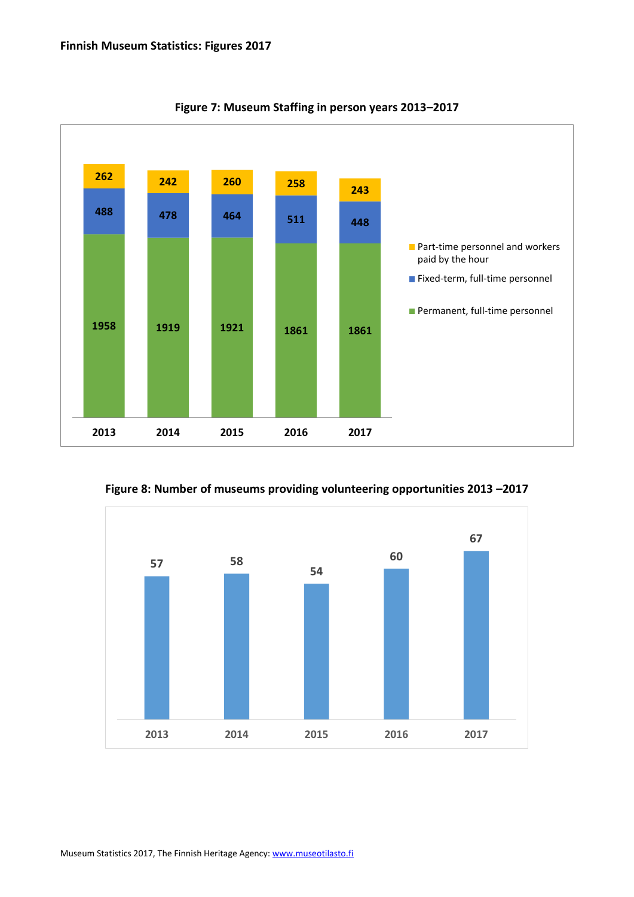## Finnish Museum Statistics: Figures 2017

**Figure 7: Museum Staffing in person years 2013–2017**

| | 2013 | 2014 | 2015 | 2016 | 2017 |
|---|---|---|---|---|---|
| Part-time personnel and workers paid by the hour | 262 | 242 | 260 | 258 | 243 |
| Fixed-term, full-time personnel | 488 | 478 | 464 | 511 | 448 |
| Permanent, full-time personnel | 1958 | 1919 | 1921 | 1861 | 1861 |

**Figure 8: Number of museums providing volunteering opportunities 2013 –2017**

| 2013 | 2014 | 2015 | 2016 | 2017 |
|---|---|---|---|---|
| 57 | 58 | 54 | 60 | 67 |

Museum Statistics 2017, The Finnish Heritage Agency: www.museotilasto.fi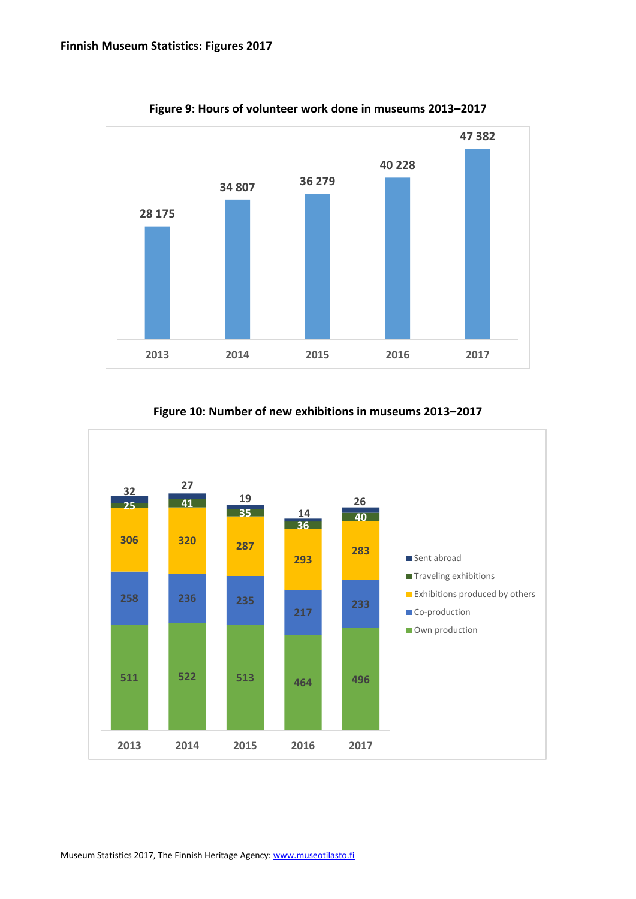Finnish Museum Statistics: Figures 2017

**Figure 9: Hours of volunteer work done in museums 2013–2017**

28 175
34 807
36 279
40 228
47 382

2013
2014
2015
2016
2017

**Figure 10: Number of new exhibitions in museums 2013–2017**

32
25
306
258
511

27
41
320
236
522

19
35
287
235
513

14
36
293
217
464

26
40
283
233
496

2013
2014
2015
2016
2017

Sent abroad
Traveling exhibitions
Exhibitions produced by others
Co-production
Own production

Museum Statistics 2017, The Finnish Heritage Agency: www.museotilasto.fi